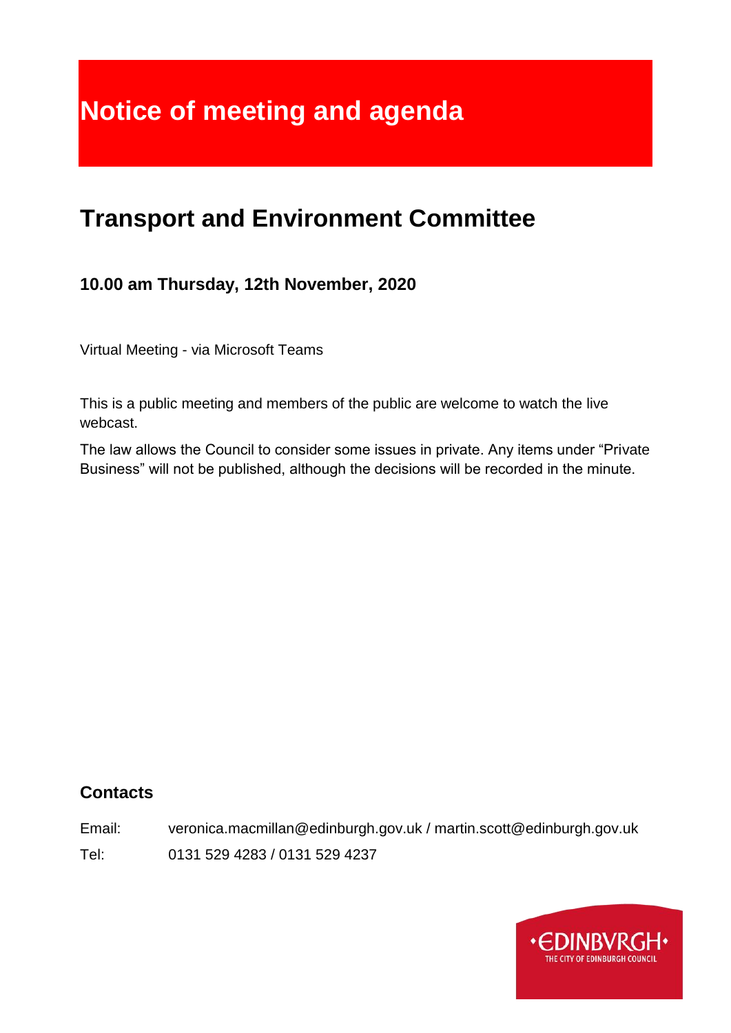# Notice of meeting and agenda

## Transport and Environment Committee

### 10.00 am Thursday, 12th November, 2020

Virtual Meeting - via Microsoft Teams

This is a public meeting and members of the public are welcome to watch the live webcast.

The law allows the Council to consider some issues in private. Any items under "Private Business" will not be published, although the decisions will be recorded in the minute.

### Contacts

Email: veronica.macmillan@edinburgh.gov.uk / martin.scott@edinburgh.gov.uk

Tel: 0131 529 4283 / 0131 529 4237

EDINBVRGH THE CITY OF EDINBURGH COUNCIL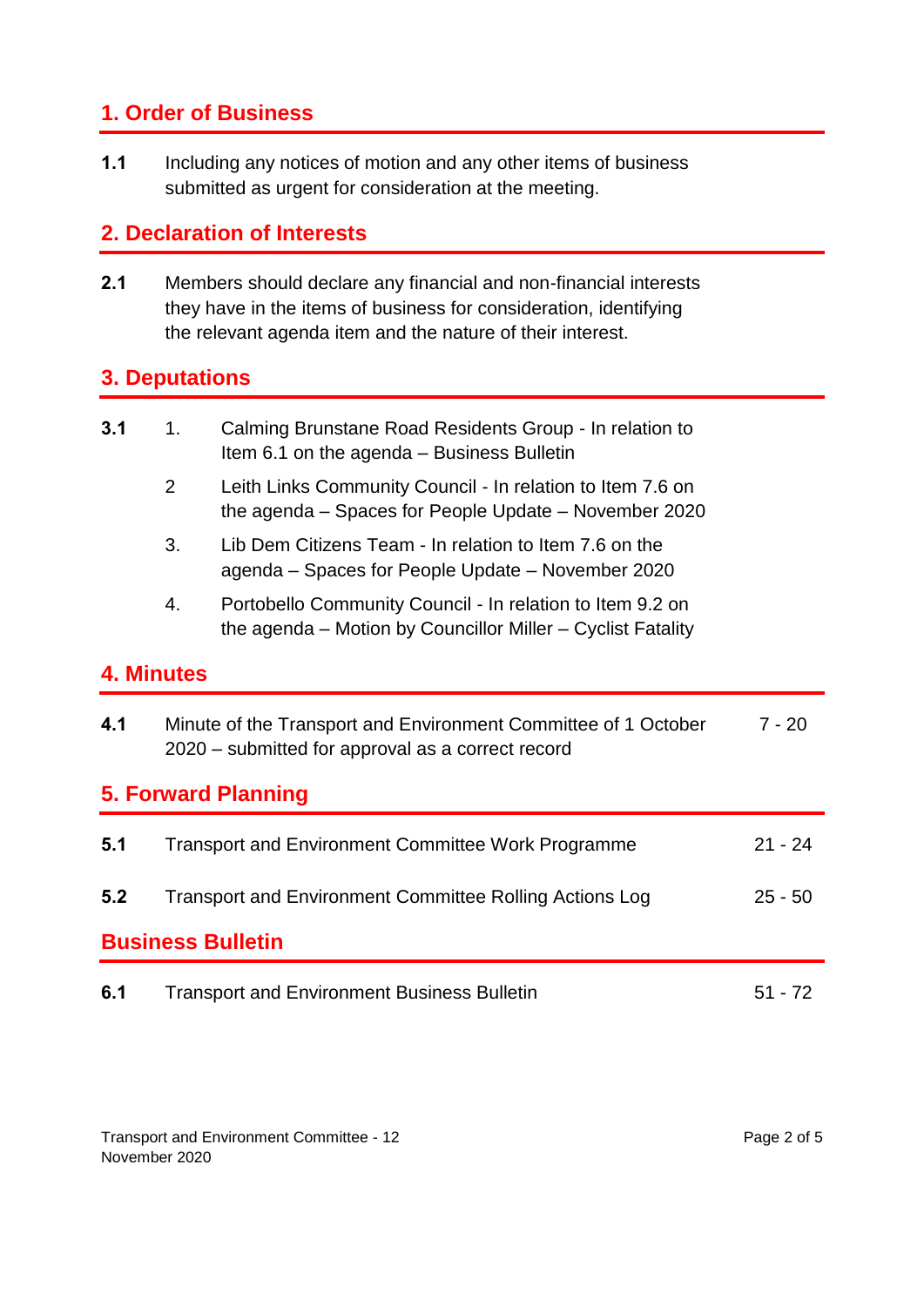## 1. Order of Business

**1.1** Including any notices of motion and any other items of business submitted as urgent for consideration at the meeting.

## 2. Declaration of Interests

**2.1** Members should declare any financial and non-financial interests they have in the items of business for consideration, identifying the relevant agenda item and the nature of their interest.

## 3. Deputations

**3.1**

1. Calming Brunstane Road Residents Group - In relation to Item 6.1 on the agenda – Business Bulletin
2. Leith Links Community Council - In relation to Item 7.6 on the agenda – Spaces for People Update – November 2020
3. Lib Dem Citizens Team - In relation to Item 7.6 on the agenda – Spaces for People Update – November 2020
4. Portobello Community Council - In relation to Item 9.2 on the agenda – Motion by Councillor Miller – Cyclist Fatality

## 4. Minutes

| | | |
|---|---|---|
| **4.1** | Minute of the Transport and Environment Committee of 1 October 2020 – submitted for approval as a correct record | 7 - 20 |

## 5. Forward Planning

| | | |
|---|---|---|
| **5.1** | Transport and Environment Committee Work Programme | 21 - 24 |
| **5.2** | Transport and Environment Committee Rolling Actions Log | 25 - 50 |

## Business Bulletin

| | | |
|---|---|---|
| **6.1** | Transport and Environment Business Bulletin | 51 - 72 |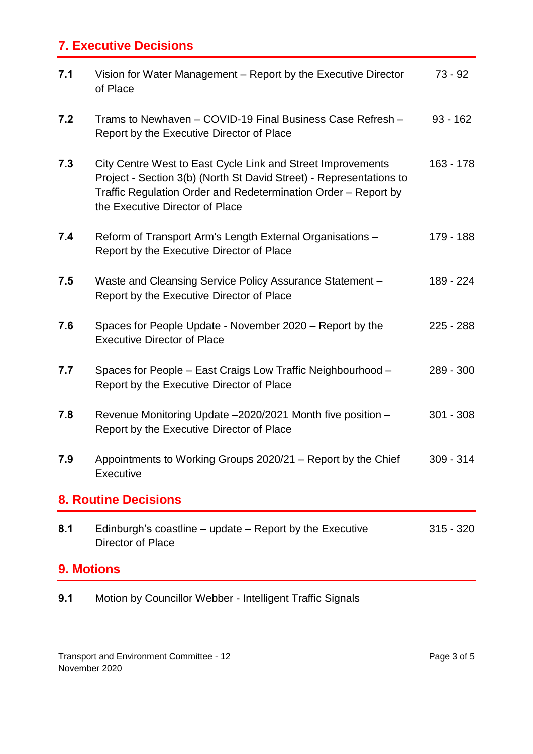## 7. Executive Decisions

| | | |
|---|---|---|
| **7.1** | Vision for Water Management – Report by the Executive Director of Place | 73 - 92 |
| **7.2** | Trams to Newhaven – COVID-19 Final Business Case Refresh – Report by the Executive Director of Place | 93 - 162 |
| **7.3** | City Centre West to East Cycle Link and Street Improvements Project - Section 3(b) (North St David Street) - Representations to Traffic Regulation Order and Redetermination Order – Report by the Executive Director of Place | 163 - 178 |
| **7.4** | Reform of Transport Arm's Length External Organisations – Report by the Executive Director of Place | 179 - 188 |
| **7.5** | Waste and Cleansing Service Policy Assurance Statement – Report by the Executive Director of Place | 189 - 224 |
| **7.6** | Spaces for People Update - November 2020 – Report by the Executive Director of Place | 225 - 288 |
| **7.7** | Spaces for People – East Craigs Low Traffic Neighbourhood – Report by the Executive Director of Place | 289 - 300 |
| **7.8** | Revenue Monitoring Update –2020/2021 Month five position – Report by the Executive Director of Place | 301 - 308 |
| **7.9** | Appointments to Working Groups 2020/21 – Report by the Chief Executive | 309 - 314 |

## 8. Routine Decisions

| | | |
|---|---|---|
| **8.1** | Edinburgh's coastline – update – Report by the Executive Director of Place | 315 - 320 |

## 9. Motions

| | | |
|---|---|---|
| **9.1** | Motion by Councillor Webber - Intelligent Traffic Signals | |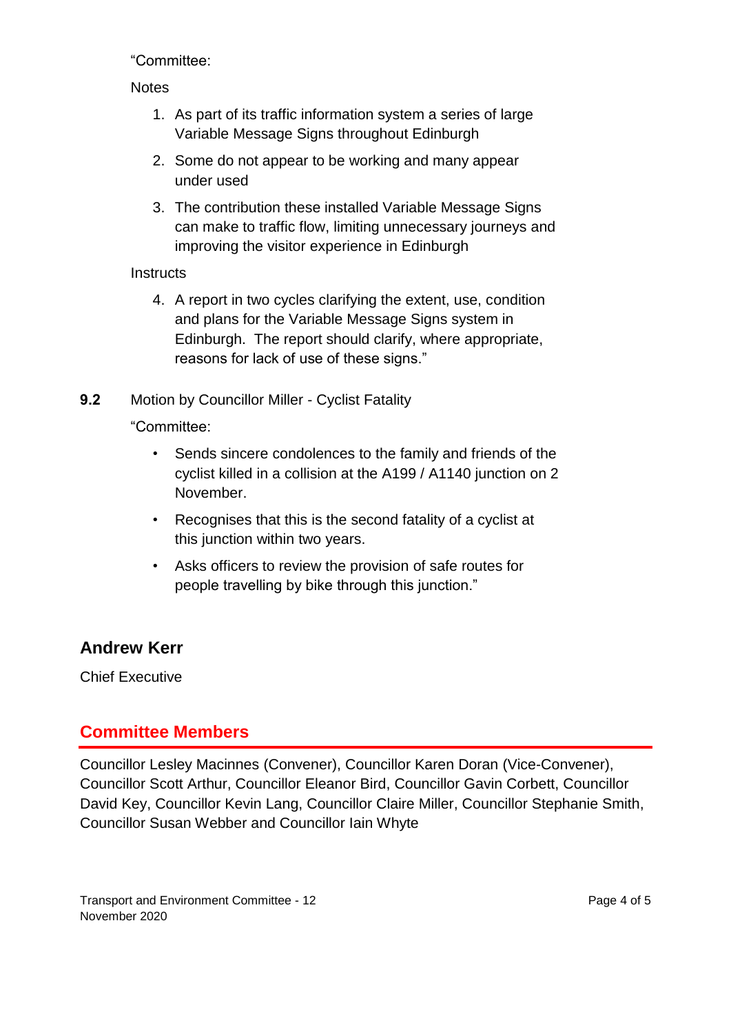"Committee:

Notes

1. As part of its traffic information system a series of large Variable Message Signs throughout Edinburgh
2. Some do not appear to be working and many appear under used
3. The contribution these installed Variable Message Signs can make to traffic flow, limiting unnecessary journeys and improving the visitor experience in Edinburgh

Instructs

4. A report in two cycles clarifying the extent, use, condition and plans for the Variable Message Signs system in Edinburgh. The report should clarify, where appropriate, reasons for lack of use of these signs."

**9.2** Motion by Councillor Miller - Cyclist Fatality

"Committee:

- Sends sincere condolences to the family and friends of the cyclist killed in a collision at the A199 / A1140 junction on 2 November.
- Recognises that this is the second fatality of a cyclist at this junction within two years.
- Asks officers to review the provision of safe routes for people travelling by bike through this junction."

## Andrew Kerr

Chief Executive

## Committee Members

Councillor Lesley Macinnes (Convener), Councillor Karen Doran (Vice-Convener), Councillor Scott Arthur, Councillor Eleanor Bird, Councillor Gavin Corbett, Councillor David Key, Councillor Kevin Lang, Councillor Claire Miller, Councillor Stephanie Smith, Councillor Susan Webber and Councillor Iain Whyte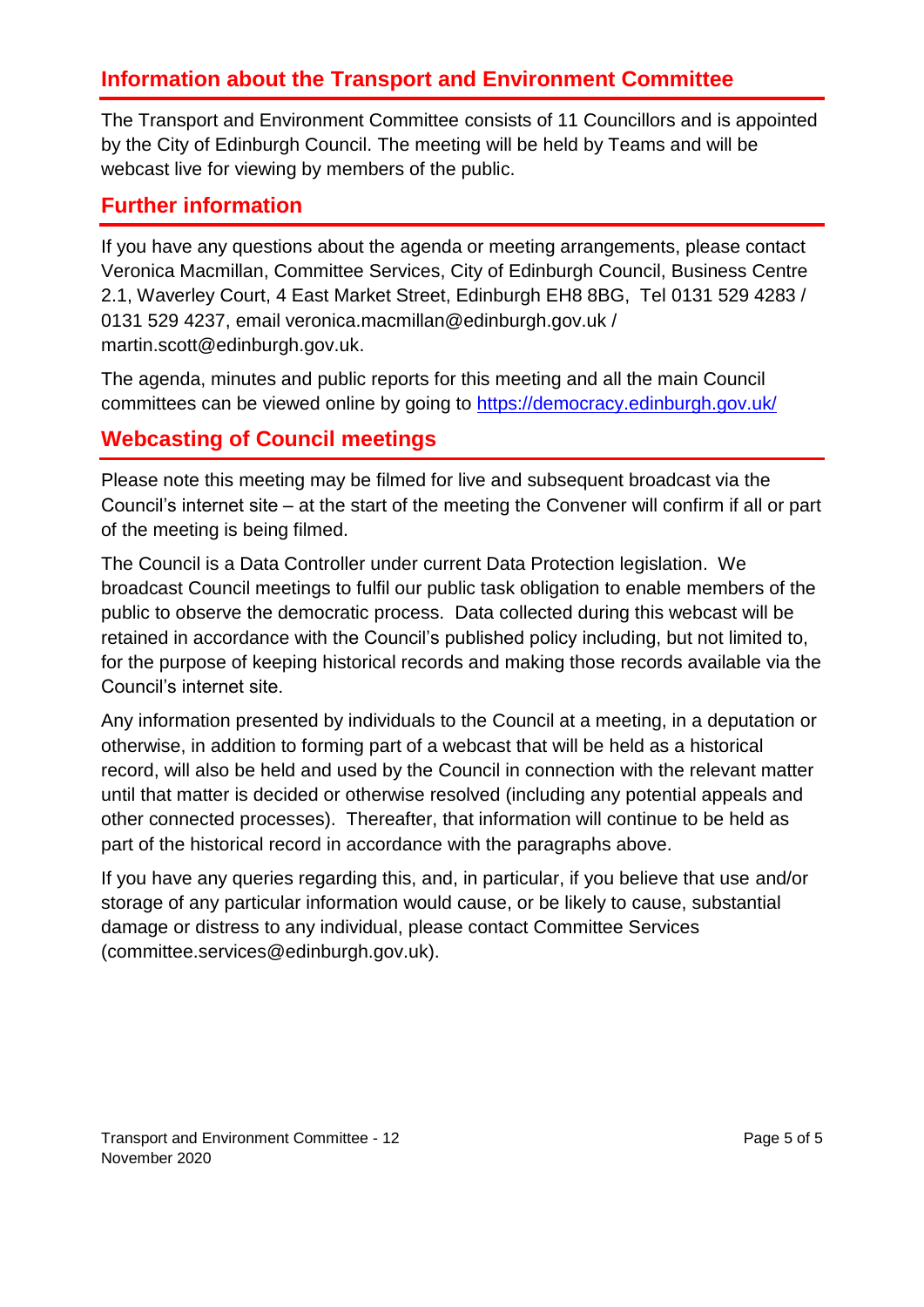## Information about the Transport and Environment Committee

The Transport and Environment Committee consists of 11 Councillors and is appointed by the City of Edinburgh Council. The meeting will be held by Teams and will be webcast live for viewing by members of the public.

## Further information

If you have any questions about the agenda or meeting arrangements, please contact Veronica Macmillan, Committee Services, City of Edinburgh Council, Business Centre 2.1, Waverley Court, 4 East Market Street, Edinburgh EH8 8BG, Tel 0131 529 4283 / 0131 529 4237, email veronica.macmillan@edinburgh.gov.uk / martin.scott@edinburgh.gov.uk.

The agenda, minutes and public reports for this meeting and all the main Council committees can be viewed online by going to [https://democracy.edinburgh.gov.uk/](https://democracy.edinburgh.gov.uk/)

## Webcasting of Council meetings

Please note this meeting may be filmed for live and subsequent broadcast via the Council's internet site – at the start of the meeting the Convener will confirm if all or part of the meeting is being filmed.

The Council is a Data Controller under current Data Protection legislation. We broadcast Council meetings to fulfil our public task obligation to enable members of the public to observe the democratic process. Data collected during this webcast will be retained in accordance with the Council's published policy including, but not limited to, for the purpose of keeping historical records and making those records available via the Council's internet site.

Any information presented by individuals to the Council at a meeting, in a deputation or otherwise, in addition to forming part of a webcast that will be held as a historical record, will also be held and used by the Council in connection with the relevant matter until that matter is decided or otherwise resolved (including any potential appeals and other connected processes). Thereafter, that information will continue to be held as part of the historical record in accordance with the paragraphs above.

If you have any queries regarding this, and, in particular, if you believe that use and/or storage of any particular information would cause, or be likely to cause, substantial damage or distress to any individual, please contact Committee Services (committee.services@edinburgh.gov.uk).